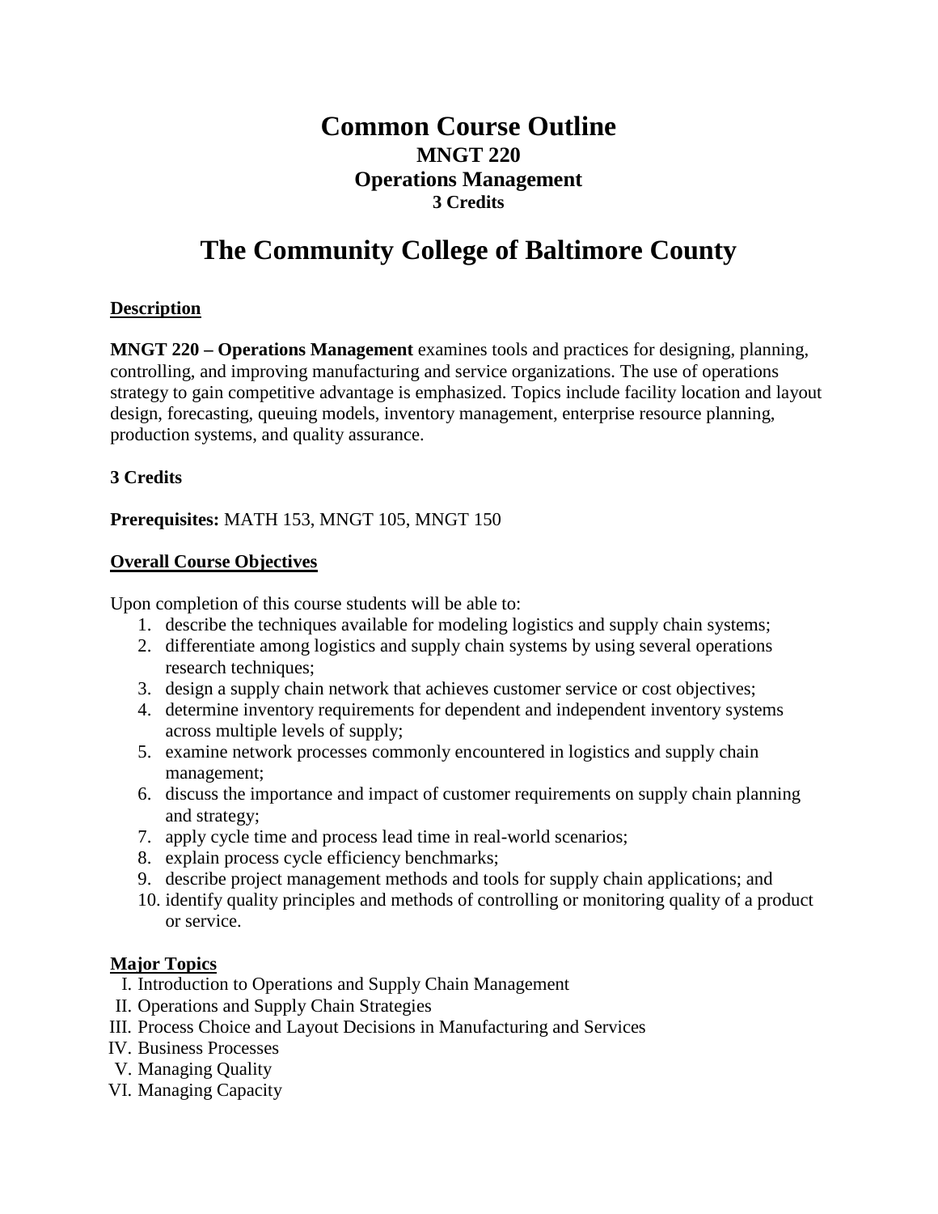# Common Course Outline
## MNGT 220
## Operations Management
### 3 Credits

# The Community College of Baltimore County

**Description**

**MNGT 220 – Operations Management** examines tools and practices for designing, planning, controlling, and improving manufacturing and service organizations. The use of operations strategy to gain competitive advantage is emphasized. Topics include facility location and layout design, forecasting, queuing models, inventory management, enterprise resource planning, production systems, and quality assurance.

**3 Credits**

**Prerequisites:** MATH 153, MNGT 105, MNGT 150

**Overall Course Objectives**

Upon completion of this course students will be able to:

1. describe the techniques available for modeling logistics and supply chain systems;
2. differentiate among logistics and supply chain systems by using several operations research techniques;
3. design a supply chain network that achieves customer service or cost objectives;
4. determine inventory requirements for dependent and independent inventory systems across multiple levels of supply;
5. examine network processes commonly encountered in logistics and supply chain management;
6. discuss the importance and impact of customer requirements on supply chain planning and strategy;
7. apply cycle time and process lead time in real-world scenarios;
8. explain process cycle efficiency benchmarks;
9. describe project management methods and tools for supply chain applications; and
10. identify quality principles and methods of controlling or monitoring quality of a product or service.

**Major Topics**

I. Introduction to Operations and Supply Chain Management
II. Operations and Supply Chain Strategies
III. Process Choice and Layout Decisions in Manufacturing and Services
IV. Business Processes
V. Managing Quality
VI. Managing Capacity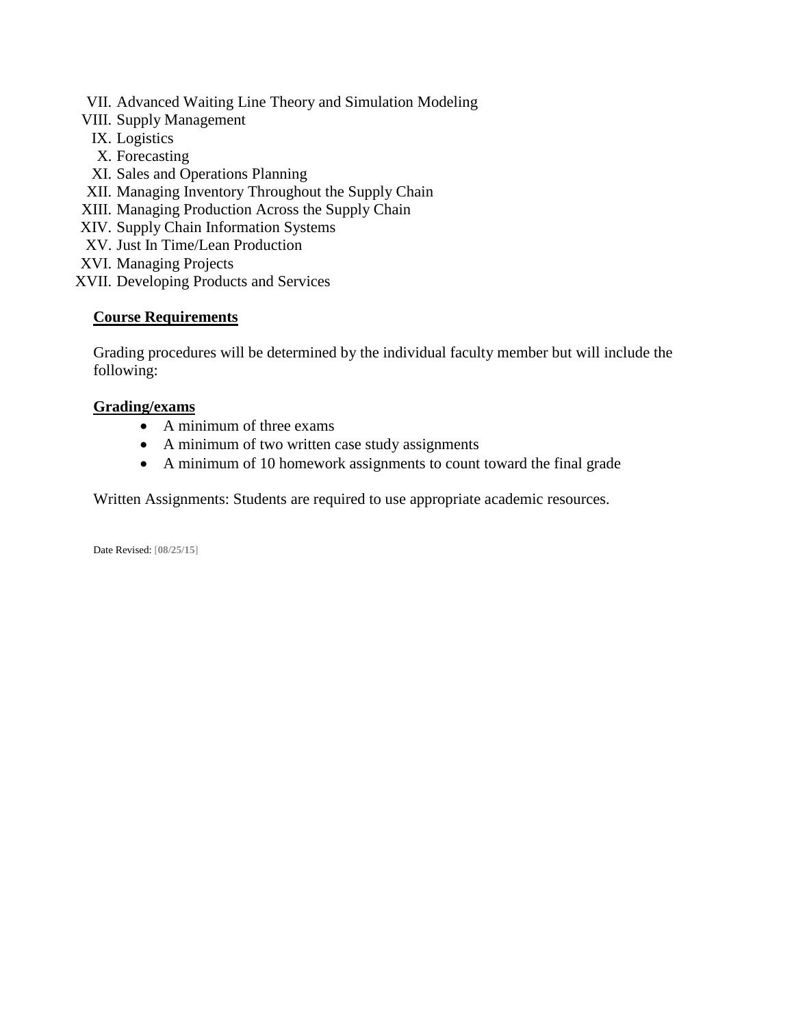VII. Advanced Waiting Line Theory and Simulation Modeling
VIII. Supply Management
IX. Logistics
X. Forecasting
XI. Sales and Operations Planning
XII. Managing Inventory Throughout the Supply Chain
XIII. Managing Production Across the Supply Chain
XIV. Supply Chain Information Systems
XV. Just In Time/Lean Production
XVI. Managing Projects
XVII. Developing Products and Services

**Course Requirements**

Grading procedures will be determined by the individual faculty member but will include the following:

**Grading/exams**

- A minimum of three exams
- A minimum of two written case study assignments
- A minimum of 10 homework assignments to count toward the final grade

Written Assignments: Students are required to use appropriate academic resources.

Date Revised: [**08/25/15**]